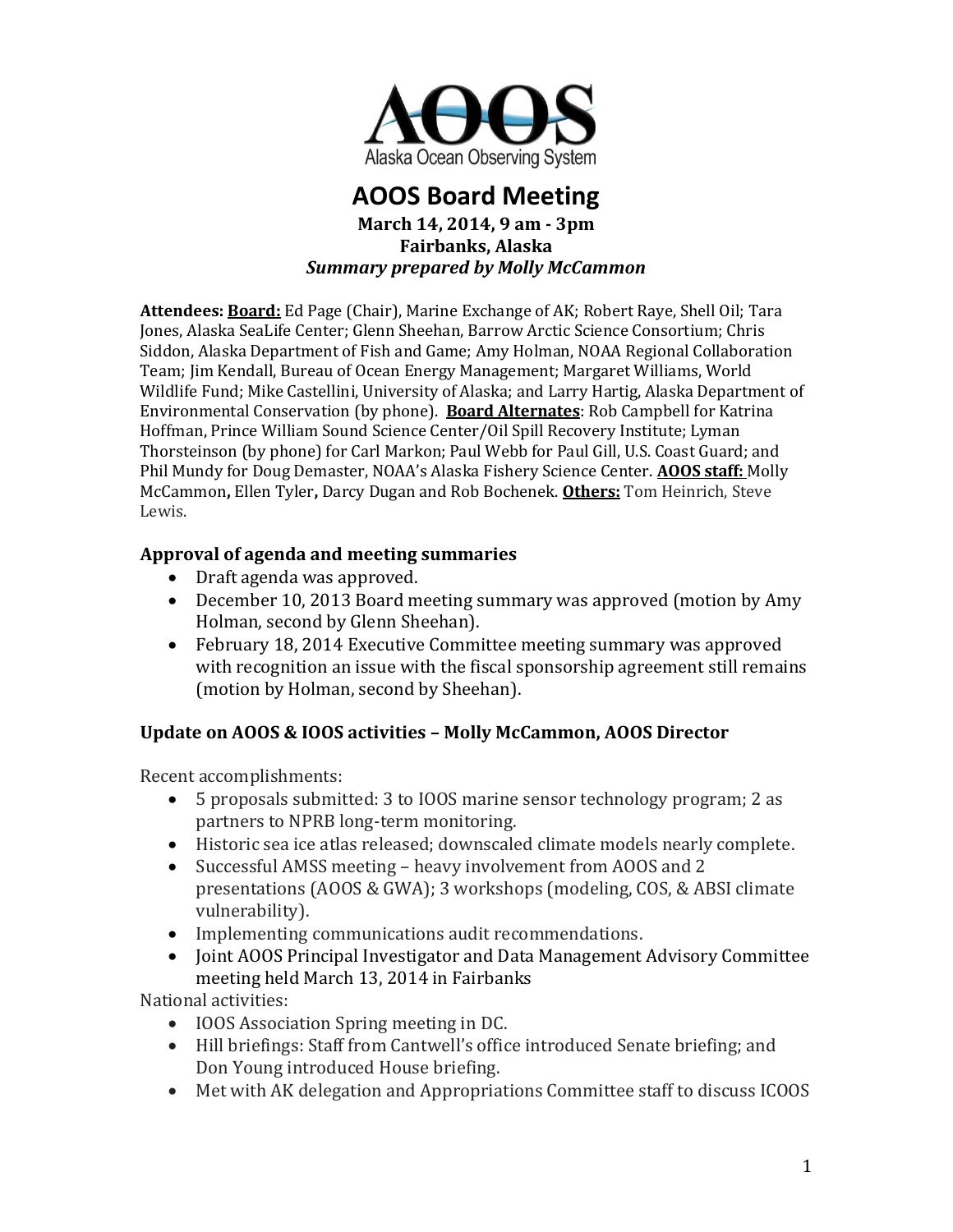AOOS

Alaska Ocean Observing System

# AOOS Board Meeting

**March 14, 2014, 9 am - 3pm**
**Fairbanks, Alaska**
***Summary prepared by Molly McCammon***

**Attendees:** **Board:** Ed Page (Chair), Marine Exchange of AK; Robert Raye, Shell Oil; Tara Jones, Alaska SeaLife Center; Glenn Sheehan, Barrow Arctic Science Consortium; Chris Siddon, Alaska Department of Fish and Game; Amy Holman, NOAA Regional Collaboration Team; Jim Kendall, Bureau of Ocean Energy Management; Margaret Williams, World Wildlife Fund; Mike Castellini, University of Alaska; and Larry Hartig, Alaska Department of Environmental Conservation (by phone). **Board Alternates**: Rob Campbell for Katrina Hoffman, Prince William Sound Science Center/Oil Spill Recovery Institute; Lyman Thorsteinson (by phone) for Carl Markon; Paul Webb for Paul Gill, U.S. Coast Guard; and Phil Mundy for Doug Demaster, NOAA's Alaska Fishery Science Center. **AOOS staff:** Molly McCammon**,** Ellen Tyler**,** Darcy Dugan and Rob Bochenek. **Others:** Tom Heinrich, Steve Lewis.

## Approval of agenda and meeting summaries

- Draft agenda was approved.
- December 10, 2013 Board meeting summary was approved (motion by Amy Holman, second by Glenn Sheehan).
- February 18, 2014 Executive Committee meeting summary was approved with recognition an issue with the fiscal sponsorship agreement still remains (motion by Holman, second by Sheehan).

## Update on AOOS & IOOS activities – Molly McCammon, AOOS Director

Recent accomplishments:

- 5 proposals submitted: 3 to IOOS marine sensor technology program; 2 as partners to NPRB long-term monitoring.
- Historic sea ice atlas released; downscaled climate models nearly complete.
- Successful AMSS meeting – heavy involvement from AOOS and 2 presentations (AOOS & GWA); 3 workshops (modeling, COS, & ABSI climate vulnerability).
- Implementing communications audit recommendations.
- Joint AOOS Principal Investigator and Data Management Advisory Committee meeting held March 13, 2014 in Fairbanks

National activities:

- IOOS Association Spring meeting in DC.
- Hill briefings: Staff from Cantwell's office introduced Senate briefing; and Don Young introduced House briefing.
- Met with AK delegation and Appropriations Committee staff to discuss ICOOS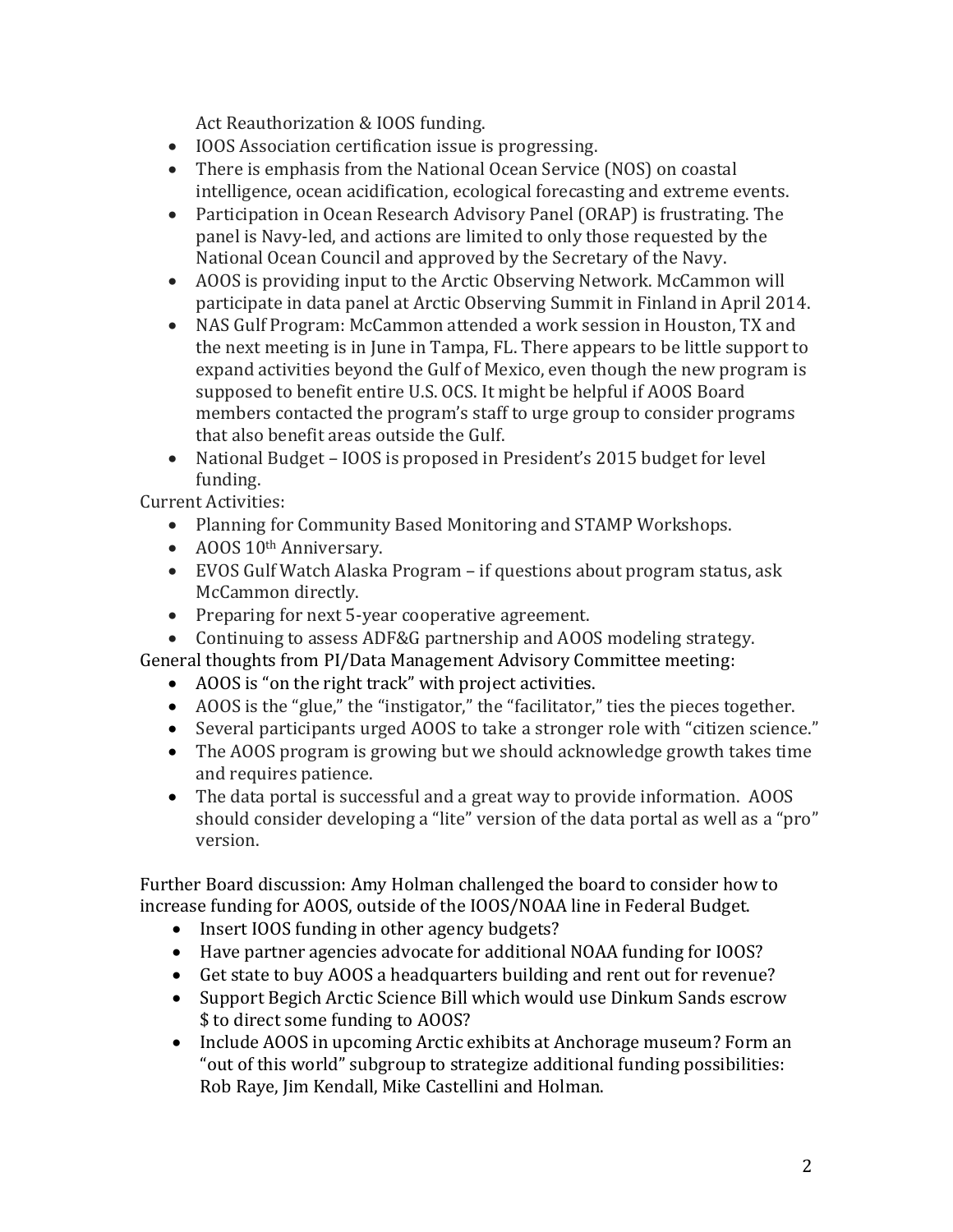Act Reauthorization & IOOS funding.
- IOOS Association certification issue is progressing.
- There is emphasis from the National Ocean Service (NOS) on coastal intelligence, ocean acidification, ecological forecasting and extreme events.
- Participation in Ocean Research Advisory Panel (ORAP) is frustrating. The panel is Navy-led, and actions are limited to only those requested by the National Ocean Council and approved by the Secretary of the Navy.
- AOOS is providing input to the Arctic Observing Network. McCammon will participate in data panel at Arctic Observing Summit in Finland in April 2014.
- NAS Gulf Program: McCammon attended a work session in Houston, TX and the next meeting is in June in Tampa, FL. There appears to be little support to expand activities beyond the Gulf of Mexico, even though the new program is supposed to benefit entire U.S. OCS. It might be helpful if AOOS Board members contacted the program's staff to urge group to consider programs that also benefit areas outside the Gulf.
- National Budget – IOOS is proposed in President's 2015 budget for level funding.

Current Activities:
- Planning for Community Based Monitoring and STAMP Workshops.
- AOOS 10th Anniversary.
- EVOS Gulf Watch Alaska Program – if questions about program status, ask McCammon directly.
- Preparing for next 5-year cooperative agreement.
- Continuing to assess ADF&G partnership and AOOS modeling strategy.

General thoughts from PI/Data Management Advisory Committee meeting:
- AOOS is "on the right track" with project activities.
- AOOS is the "glue," the "instigator," the "facilitator," ties the pieces together.
- Several participants urged AOOS to take a stronger role with "citizen science."
- The AOOS program is growing but we should acknowledge growth takes time and requires patience.
- The data portal is successful and a great way to provide information. AOOS should consider developing a "lite" version of the data portal as well as a "pro" version.

Further Board discussion: Amy Holman challenged the board to consider how to increase funding for AOOS, outside of the IOOS/NOAA line in Federal Budget.
- Insert IOOS funding in other agency budgets?
- Have partner agencies advocate for additional NOAA funding for IOOS?
- Get state to buy AOOS a headquarters building and rent out for revenue?
- Support Begich Arctic Science Bill which would use Dinkum Sands escrow $ to direct some funding to AOOS?
- Include AOOS in upcoming Arctic exhibits at Anchorage museum? Form an "out of this world" subgroup to strategize additional funding possibilities: Rob Raye, Jim Kendall, Mike Castellini and Holman.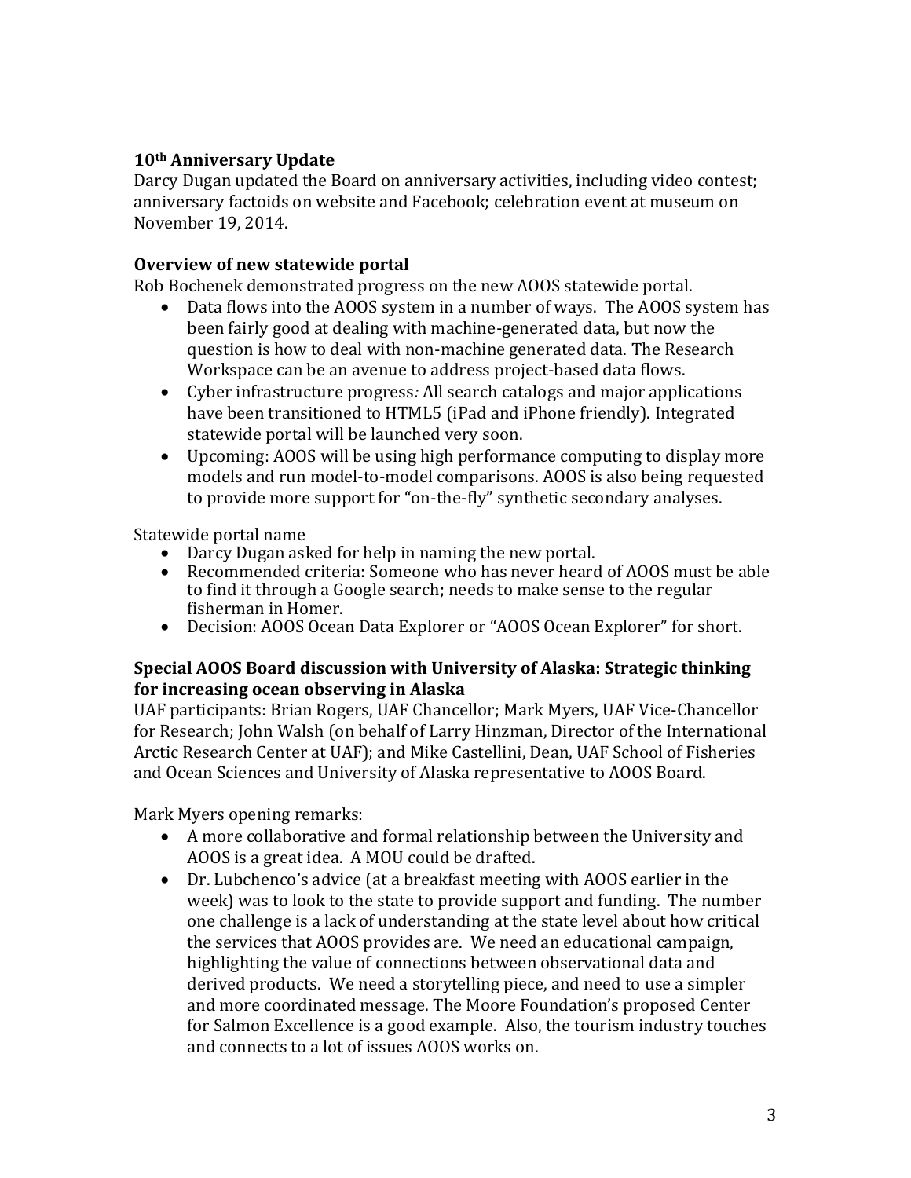**10th Anniversary Update**

Darcy Dugan updated the Board on anniversary activities, including video contest; anniversary factoids on website and Facebook; celebration event at museum on November 19, 2014.

**Overview of new statewide portal**

Rob Bochenek demonstrated progress on the new AOOS statewide portal.

- Data flows into the AOOS system in a number of ways. The AOOS system has been fairly good at dealing with machine-generated data, but now the question is how to deal with non-machine generated data. The Research Workspace can be an avenue to address project-based data flows.
- Cyber infrastructure progress*:* All search catalogs and major applications have been transitioned to HTML5 (iPad and iPhone friendly). Integrated statewide portal will be launched very soon.
- Upcoming: AOOS will be using high performance computing to display more models and run model-to-model comparisons. AOOS is also being requested to provide more support for "on-the-fly" synthetic secondary analyses.

Statewide portal name

- Darcy Dugan asked for help in naming the new portal.
- Recommended criteria: Someone who has never heard of AOOS must be able to find it through a Google search; needs to make sense to the regular fisherman in Homer.
- Decision: AOOS Ocean Data Explorer or "AOOS Ocean Explorer" for short.

**Special AOOS Board discussion with University of Alaska: Strategic thinking for increasing ocean observing in Alaska**

UAF participants: Brian Rogers, UAF Chancellor; Mark Myers, UAF Vice-Chancellor for Research; John Walsh (on behalf of Larry Hinzman, Director of the International Arctic Research Center at UAF); and Mike Castellini, Dean, UAF School of Fisheries and Ocean Sciences and University of Alaska representative to AOOS Board.

Mark Myers opening remarks:

- A more collaborative and formal relationship between the University and AOOS is a great idea. A MOU could be drafted.
- Dr. Lubchenco's advice (at a breakfast meeting with AOOS earlier in the week) was to look to the state to provide support and funding. The number one challenge is a lack of understanding at the state level about how critical the services that AOOS provides are. We need an educational campaign, highlighting the value of connections between observational data and derived products. We need a storytelling piece, and need to use a simpler and more coordinated message. The Moore Foundation's proposed Center for Salmon Excellence is a good example. Also, the tourism industry touches and connects to a lot of issues AOOS works on.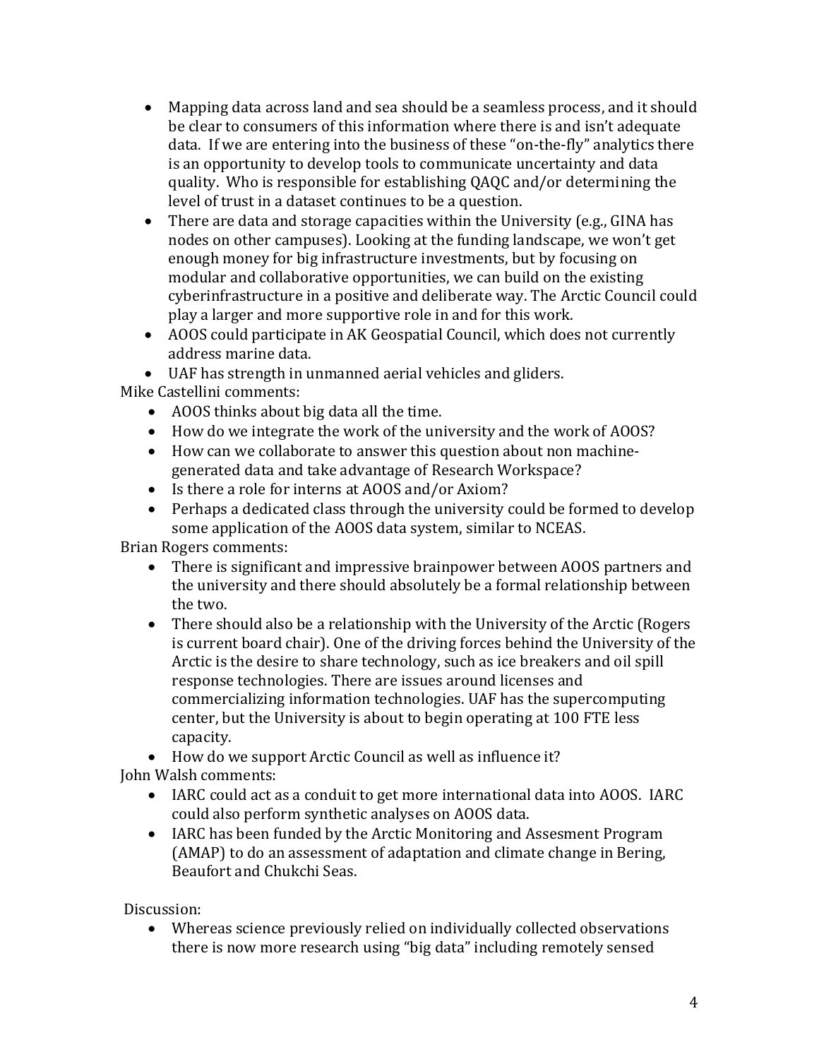- Mapping data across land and sea should be a seamless process, and it should be clear to consumers of this information where there is and isn't adequate data. If we are entering into the business of these "on-the-fly" analytics there is an opportunity to develop tools to communicate uncertainty and data quality. Who is responsible for establishing QAQC and/or determining the level of trust in a dataset continues to be a question.
- There are data and storage capacities within the University (e.g., GINA has nodes on other campuses). Looking at the funding landscape, we won't get enough money for big infrastructure investments, but by focusing on modular and collaborative opportunities, we can build on the existing cyberinfrastructure in a positive and deliberate way. The Arctic Council could play a larger and more supportive role in and for this work.
- AOOS could participate in AK Geospatial Council, which does not currently address marine data.
- UAF has strength in unmanned aerial vehicles and gliders.

Mike Castellini comments:

- AOOS thinks about big data all the time.
- How do we integrate the work of the university and the work of AOOS?
- How can we collaborate to answer this question about non machine-generated data and take advantage of Research Workspace?
- Is there a role for interns at AOOS and/or Axiom?
- Perhaps a dedicated class through the university could be formed to develop some application of the AOOS data system, similar to NCEAS.

Brian Rogers comments:

- There is significant and impressive brainpower between AOOS partners and the university and there should absolutely be a formal relationship between the two.
- There should also be a relationship with the University of the Arctic (Rogers is current board chair). One of the driving forces behind the University of the Arctic is the desire to share technology, such as ice breakers and oil spill response technologies. There are issues around licenses and commercializing information technologies. UAF has the supercomputing center, but the University is about to begin operating at 100 FTE less capacity.
- How do we support Arctic Council as well as influence it?

John Walsh comments:

- IARC could act as a conduit to get more international data into AOOS. IARC could also perform synthetic analyses on AOOS data.
- IARC has been funded by the Arctic Monitoring and Assesment Program (AMAP) to do an assessment of adaptation and climate change in Bering, Beaufort and Chukchi Seas.

Discussion:

- Whereas science previously relied on individually collected observations there is now more research using "big data" including remotely sensed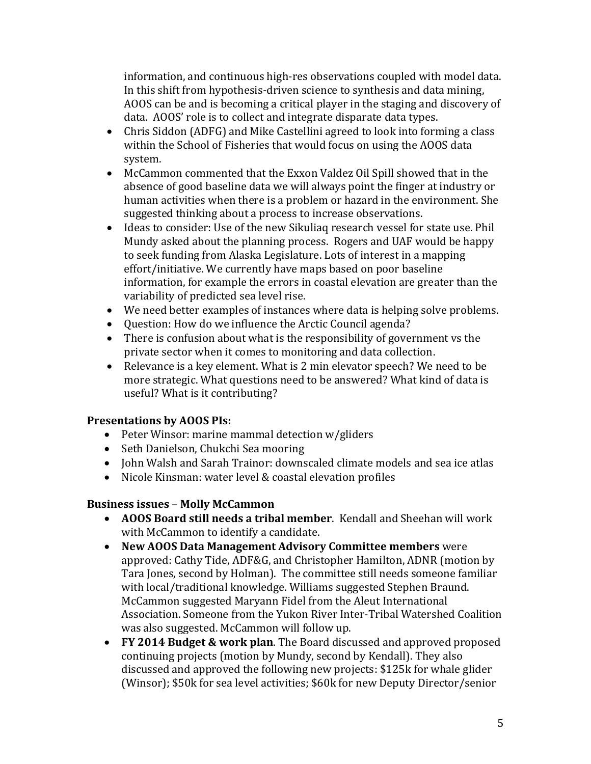information, and continuous high-res observations coupled with model data. In this shift from hypothesis-driven science to synthesis and data mining, AOOS can be and is becoming a critical player in the staging and discovery of data. AOOS' role is to collect and integrate disparate data types.

- Chris Siddon (ADFG) and Mike Castellini agreed to look into forming a class within the School of Fisheries that would focus on using the AOOS data system.
- McCammon commented that the Exxon Valdez Oil Spill showed that in the absence of good baseline data we will always point the finger at industry or human activities when there is a problem or hazard in the environment. She suggested thinking about a process to increase observations.
- Ideas to consider: Use of the new Sikuliaq research vessel for state use. Phil Mundy asked about the planning process. Rogers and UAF would be happy to seek funding from Alaska Legislature. Lots of interest in a mapping effort/initiative. We currently have maps based on poor baseline information, for example the errors in coastal elevation are greater than the variability of predicted sea level rise.
- We need better examples of instances where data is helping solve problems.
- Question: How do we influence the Arctic Council agenda?
- There is confusion about what is the responsibility of government vs the private sector when it comes to monitoring and data collection.
- Relevance is a key element. What is 2 min elevator speech? We need to be more strategic. What questions need to be answered? What kind of data is useful? What is it contributing?

**Presentations by AOOS PIs:**

- Peter Winsor: marine mammal detection w/gliders
- Seth Danielson, Chukchi Sea mooring
- John Walsh and Sarah Trainor: downscaled climate models and sea ice atlas
- Nicole Kinsman: water level & coastal elevation profiles

**Business issues – Molly McCammon**

- **AOOS Board still needs a tribal member**. Kendall and Sheehan will work with McCammon to identify a candidate.
- **New AOOS Data Management Advisory Committee members** were approved: Cathy Tide, ADF&G, and Christopher Hamilton, ADNR (motion by Tara Jones, second by Holman). The committee still needs someone familiar with local/traditional knowledge. Williams suggested Stephen Braund. McCammon suggested Maryann Fidel from the Aleut International Association. Someone from the Yukon River Inter-Tribal Watershed Coalition was also suggested. McCammon will follow up.
- **FY 2014 Budget & work plan**. The Board discussed and approved proposed continuing projects (motion by Mundy, second by Kendall). They also discussed and approved the following new projects: $125k for whale glider (Winsor); $50k for sea level activities; $60k for new Deputy Director/senior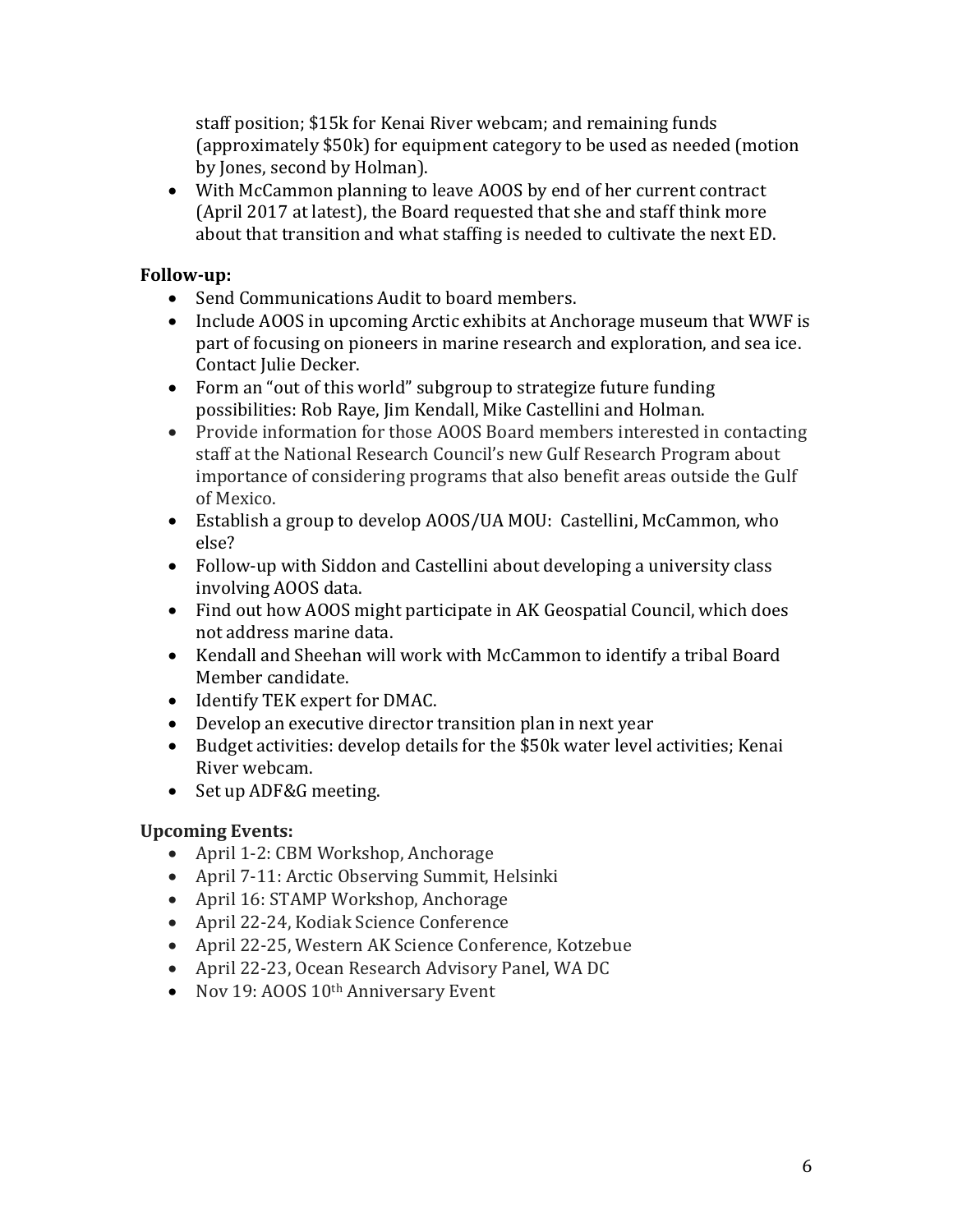staff position; $15k for Kenai River webcam; and remaining funds (approximately $50k) for equipment category to be used as needed (motion by Jones, second by Holman).

- With McCammon planning to leave AOOS by end of her current contract (April 2017 at latest), the Board requested that she and staff think more about that transition and what staffing is needed to cultivate the next ED.

**Follow-up:**

- Send Communications Audit to board members.
- Include AOOS in upcoming Arctic exhibits at Anchorage museum that WWF is part of focusing on pioneers in marine research and exploration, and sea ice. Contact Julie Decker.
- Form an "out of this world" subgroup to strategize future funding possibilities: Rob Raye, Jim Kendall, Mike Castellini and Holman.
- Provide information for those AOOS Board members interested in contacting staff at the National Research Council's new Gulf Research Program about importance of considering programs that also benefit areas outside the Gulf of Mexico.
- Establish a group to develop AOOS/UA MOU: Castellini, McCammon, who else?
- Follow-up with Siddon and Castellini about developing a university class involving AOOS data.
- Find out how AOOS might participate in AK Geospatial Council, which does not address marine data.
- Kendall and Sheehan will work with McCammon to identify a tribal Board Member candidate.
- Identify TEK expert for DMAC.
- Develop an executive director transition plan in next year
- Budget activities: develop details for the $50k water level activities; Kenai River webcam.
- Set up ADF&G meeting.

**Upcoming Events:**

- April 1-2: CBM Workshop, Anchorage
- April 7-11: Arctic Observing Summit, Helsinki
- April 16: STAMP Workshop, Anchorage
- April 22-24, Kodiak Science Conference
- April 22-25, Western AK Science Conference, Kotzebue
- April 22-23, Ocean Research Advisory Panel, WA DC
- Nov 19: AOOS 10th Anniversary Event